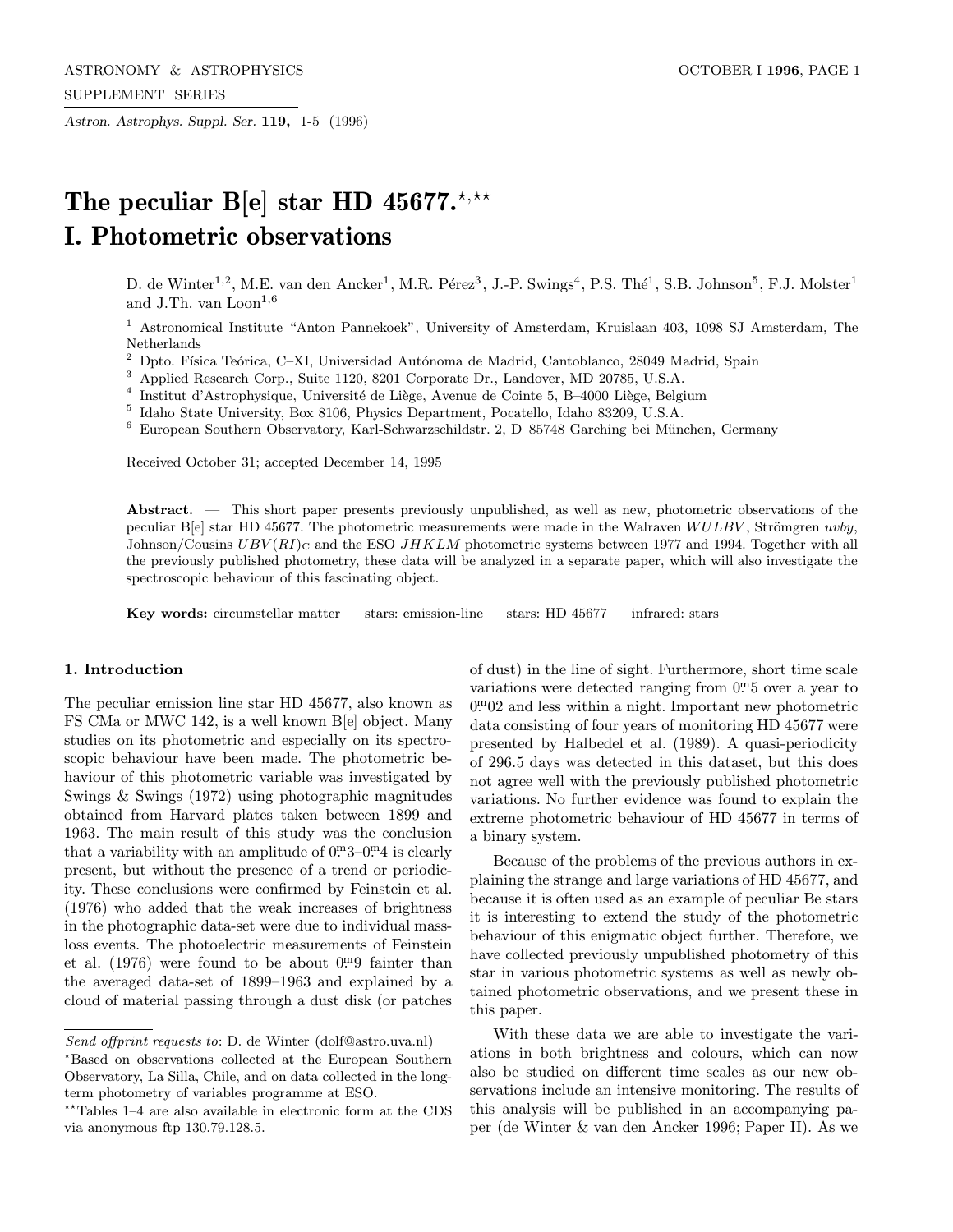# The peculiar B[e] star HD 45677.*,**
# I. Photometric observations

D. de Winter[1,2], M.E. van den Ancker[1], M.R. Pérez[3], J.-P. Swings[4], P.S. Thé[1], S.B. Johnson[5], F.J. Molster[1] and J.Th. van Loon[1,6]

[1] Astronomical Institute "Anton Pannekoek", University of Amsterdam, Kruislaan 403, 1098 SJ Amsterdam, The Netherlands
[2] Dpto. Física Teórica, C–XI, Universidad Autónoma de Madrid, Cantoblanco, 28049 Madrid, Spain
[3] Applied Research Corp., Suite 1120, 8201 Corporate Dr., Landover, MD 20785, U.S.A.
[4] Institut d'Astrophysique, Université de Liège, Avenue de Cointe 5, B–4000 Liège, Belgium
[5] Idaho State University, Box 8106, Physics Department, Pocatello, Idaho 83209, U.S.A.
[6] European Southern Observatory, Karl-Schwarzschildstr. 2, D–85748 Garching bei München, Germany

Received October 31; accepted December 14, 1995

**Abstract.** — This short paper presents previously unpublished, as well as new, photometric observations of the peculiar B[e] star HD 45677. The photometric measurements were made in the Walraven *WULBV*, Strömgren *uvby*, Johnson/Cousins $UBV(RI)_{\rm C}$ and the ESO *JHKLM* photometric systems between 1977 and 1994. Together with all the previously published photometry, these data will be analyzed in a separate paper, which will also investigate the spectroscopic behaviour of this fascinating object.

**Key words:** circumstellar matter — stars: emission-line — stars: HD 45677 — infrared: stars

## 1. Introduction

The peculiar emission line star HD 45677, also known as FS CMa or MWC 142, is a well known B[e] object. Many studies on its photometric and especially on its spectroscopic behaviour have been made. The photometric behaviour of this photometric variable was investigated by Swings & Swings (1972) using photographic magnitudes obtained from Harvard plates taken between 1899 and 1963. The main result of this study was the conclusion that a variability with an amplitude of $0\overset{\rm m}{.}3$–$0\overset{\rm m}{.}4$ is clearly present, but without the presence of a trend or periodicity. These conclusions were confirmed by Feinstein et al. (1976) who added that the weak increases of brightness in the photographic data-set were due to individual mass-loss events. The photoelectric measurements of Feinstein et al. (1976) were found to be about $0\overset{\rm m}{.}9$ fainter than the averaged data-set of 1899–1963 and explained by a cloud of material passing through a dust disk (or patches of dust) in the line of sight. Furthermore, short time scale variations were detected ranging from $0\overset{\rm m}{.}5$ over a year to $0\overset{\rm m}{.}02$ and less within a night. Important new photometric data consisting of four years of monitoring HD 45677 were presented by Halbedel et al. (1989). A quasi-periodicity of 296.5 days was detected in this dataset, but this does not agree well with the previously published photometric variations. No further evidence was found to explain the extreme photometric behaviour of HD 45677 in terms of a binary system.

Because of the problems of the previous authors in explaining the strange and large variations of HD 45677, and because it is often used as an example of peculiar Be stars it is interesting to extend the study of the photometric behaviour of this enigmatic object further. Therefore, we have collected previously unpublished photometry of this star in various photometric systems as well as newly obtained photometric observations, and we present these in this paper.

With these data we are able to investigate the variations in both brightness and colours, which can now also be studied on different time scales as our new observations include an intensive monitoring. The results of this analysis will be published in an accompanying paper (de Winter & van den Ancker 1996; Paper II). As we

*Send offprint requests to*: D. de Winter (dolf@astro.uva.nl)

*Based on observations collected at the European Southern Observatory, La Silla, Chile, and on data collected in the long-term photometry of variables programme at ESO.

**Tables 1–4 are also available in electronic form at the CDS via anonymous ftp 130.79.128.5.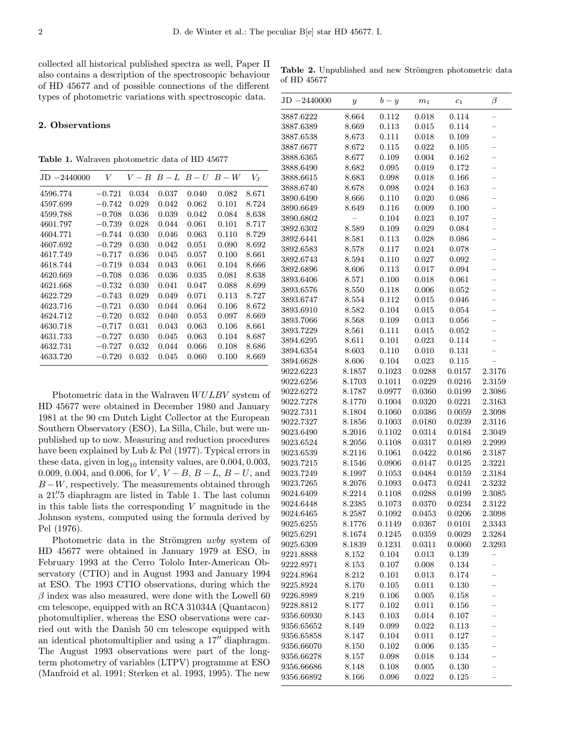collected all historical published spectra as well, Paper II also contains a description of the spectroscopic behaviour of HD 45677 and of possible connections of the different types of photometric variations with spectroscopic data.

## 2. Observations

**Table 1.** Walraven photometric data of HD 45677

| JD −2440000 | $V$ | $V-B$ | $B-L$ | $B-U$ | $B-W$ | $V_J$ |
|---|---|---|---|---|---|---|
| 4596.774 | −0.721 | 0.034 | 0.037 | 0.040 | 0.082 | 8.671 |
| 4597.699 | −0.742 | 0.029 | 0.042 | 0.062 | 0.101 | 8.724 |
| 4599.788 | −0.708 | 0.036 | 0.039 | 0.042 | 0.084 | 8.638 |
| 4601.797 | −0.739 | 0.028 | 0.044 | 0.061 | 0.101 | 8.717 |
| 4604.771 | −0.744 | 0.030 | 0.046 | 0.063 | 0.110 | 8.729 |
| 4607.692 | −0.729 | 0.030 | 0.042 | 0.051 | 0.090 | 8.692 |
| 4617.749 | −0.717 | 0.036 | 0.045 | 0.057 | 0.100 | 8.661 |
| 4618.744 | −0.719 | 0.034 | 0.043 | 0.061 | 0.104 | 8.666 |
| 4620.669 | −0.708 | 0.036 | 0.036 | 0.035 | 0.081 | 8.638 |
| 4621.668 | −0.732 | 0.030 | 0.041 | 0.047 | 0.088 | 8.699 |
| 4622.729 | −0.743 | 0.029 | 0.049 | 0.071 | 0.113 | 8.727 |
| 4623.716 | −0.721 | 0.030 | 0.044 | 0.064 | 0.106 | 8.672 |
| 4624.712 | −0.720 | 0.032 | 0.040 | 0.053 | 0.097 | 8.669 |
| 4630.718 | −0.717 | 0.031 | 0.043 | 0.063 | 0.106 | 8.661 |
| 4631.733 | −0.727 | 0.030 | 0.045 | 0.063 | 0.104 | 8.687 |
| 4632.731 | −0.727 | 0.032 | 0.044 | 0.066 | 0.108 | 8.686 |
| 4633.720 | −0.720 | 0.032 | 0.045 | 0.060 | 0.100 | 8.669 |

Photometric data in the Walraven *WULBV* system of HD 45677 were obtained in December 1980 and January 1981 at the 90 cm Dutch Light Collector at the European Southern Observatory (ESO), La Silla, Chile, but were unpublished up to now. Measuring and reduction procedures have been explained by Lub & Pel (1977). Typical errors in these data, given in $\log_{10}$ intensity values, are 0.004, 0.003, 0.009, 0.004, and 0.006, for $V$, $V-B$, $B-L$, $B-U$, and $B-W$, respectively. The measurements obtained through a 21.″5 diaphragm are listed in Table 1. The last column in this table lists the corresponding $V$ magnitude in the Johnson system, computed using the formula derived by Pel (1976).

Photometric data in the Strömgren *uvby* system of HD 45677 were obtained in January 1979 at ESO, in February 1993 at the Cerro Tololo Inter-American Observatory (CTIO) and in August 1993 and January 1994 at ESO. The 1993 CTIO observations, during which the $\beta$ index was also measured, were done with the Lowell 60 cm telescope, equipped with an RCA 31034A (Quantacon) photomultiplier, whereas the ESO observations were carried out with the Danish 50 cm telescope equipped with an identical photomultiplier and using a 17″ diaphragm. The August 1993 observations were part of the long-term photometry of variables (LTPV) programme at ESO (Manfroid et al. 1991; Sterken et al. 1993, 1995). The new

**Table 2.** Unpublished and new Strömgren photometric data of HD 45677

| JD −2440000 | $y$ | $b-y$ | $m_1$ | $c_1$ | $\beta$ |
|---|---|---|---|---|---|
| 3887.6222 | 8.664 | 0.112 | 0.018 | 0.114 | – |
| 3887.6389 | 8.669 | 0.113 | 0.015 | 0.114 | – |
| 3887.6538 | 8.673 | 0.111 | 0.018 | 0.109 | – |
| 3887.6677 | 8.672 | 0.115 | 0.022 | 0.105 | – |
| 3888.6365 | 8.677 | 0.109 | 0.004 | 0.162 | – |
| 3888.6490 | 8.682 | 0.095 | 0.019 | 0.172 | – |
| 3888.6615 | 8.683 | 0.098 | 0.018 | 0.166 | – |
| 3888.6740 | 8.678 | 0.098 | 0.024 | 0.163 | – |
| 3890.6490 | 8.666 | 0.110 | 0.020 | 0.086 | – |
| 3890.6649 | 8.649 | 0.116 | 0.009 | 0.100 | – |
| 3890.6802 | – | 0.104 | 0.023 | 0.107 | – |
| 3892.6302 | 8.589 | 0.109 | 0.029 | 0.084 | – |
| 3892.6441 | 8.581 | 0.113 | 0.028 | 0.086 | – |
| 3892.6583 | 8.578 | 0.117 | 0.024 | 0.078 | – |
| 3892.6743 | 8.594 | 0.110 | 0.027 | 0.092 | – |
| 3892.6896 | 8.606 | 0.113 | 0.017 | 0.094 | – |
| 3893.6406 | 8.571 | 0.100 | 0.018 | 0.061 | – |
| 3893.6576 | 8.550 | 0.118 | 0.006 | 0.052 | – |
| 3893.6747 | 8.554 | 0.112 | 0.015 | 0.046 | – |
| 3893.6910 | 8.582 | 0.104 | 0.015 | 0.054 | – |
| 3893.7066 | 8.568 | 0.109 | 0.013 | 0.056 | – |
| 3893.7229 | 8.561 | 0.111 | 0.015 | 0.052 | – |
| 3894.6295 | 8.611 | 0.101 | 0.023 | 0.114 | – |
| 3894.6354 | 8.603 | 0.110 | 0.010 | 0.131 | – |
| 3894.6628 | 8.606 | 0.104 | 0.023 | 0.115 | – |
| 9022.6223 | 8.1857 | 0.1023 | 0.0288 | 0.0157 | 2.3176 |
| 9022.6256 | 8.1703 | 0.1011 | 0.0229 | 0.0216 | 2.3159 |
| 9022.6272 | 8.1787 | 0.0977 | 0.0360 | 0.0199 | 2.3086 |
| 9022.7278 | 8.1770 | 0.1004 | 0.0320 | 0.0221 | 2.3163 |
| 9022.7311 | 8.1804 | 0.1060 | 0.0386 | 0.0059 | 2.3098 |
| 9022.7327 | 8.1856 | 0.1003 | 0.0180 | 0.0239 | 2.3116 |
| 9023.6490 | 8.2016 | 0.1102 | 0.0314 | 0.0184 | 2.3049 |
| 9023.6524 | 8.2056 | 0.1108 | 0.0317 | 0.0189 | 2.2999 |
| 9023.6539 | 8.2116 | 0.1061 | 0.0422 | 0.0186 | 2.3187 |
| 9023.7215 | 8.1546 | 0.0906 | 0.0147 | 0.0125 | 2.3221 |
| 9023.7249 | 8.1997 | 0.1053 | 0.0484 | 0.0159 | 2.3184 |
| 9023.7265 | 8.2076 | 0.1093 | 0.0473 | 0.0241 | 2.3232 |
| 9024.6409 | 8.2214 | 0.1108 | 0.0288 | 0.0199 | 2.3085 |
| 9024.6448 | 8.2385 | 0.1073 | 0.0370 | 0.0234 | 2.3122 |
| 9024.6465 | 8.2587 | 0.1092 | 0.0453 | 0.0206 | 2.3098 |
| 9025.6255 | 8.1776 | 0.1149 | 0.0367 | 0.0101 | 2.3343 |
| 9025.6291 | 8.1674 | 0.1245 | 0.0359 | 0.0029 | 2.3284 |
| 9025.6309 | 8.1839 | 0.1231 | 0.0311 | 0.0060 | 2.3293 |
| 9221.8888 | 8.152 | 0.104 | 0.013 | 0.139 | – |
| 9222.8971 | 8.153 | 0.107 | 0.008 | 0.134 | – |
| 9224.8964 | 8.212 | 0.101 | 0.013 | 0.174 | – |
| 9225.8924 | 8.170 | 0.105 | 0.011 | 0.130 | – |
| 9226.8989 | 8.219 | 0.106 | 0.005 | 0.158 | – |
| 9228.8812 | 8.177 | 0.102 | 0.011 | 0.156 | – |
| 9356.60930 | 8.143 | 0.103 | 0.014 | 0.107 | – |
| 9356.65652 | 8.149 | 0.099 | 0.022 | 0.113 | – |
| 9356.65858 | 8.147 | 0.104 | 0.011 | 0.127 | – |
| 9356.66070 | 8.150 | 0.102 | 0.006 | 0.135 | – |
| 9356.66278 | 8.157 | 0.098 | 0.018 | 0.134 | – |
| 9356.66686 | 8.148 | 0.108 | 0.005 | 0.130 | – |
| 9356.66892 | 8.166 | 0.096 | 0.022 | 0.125 | – |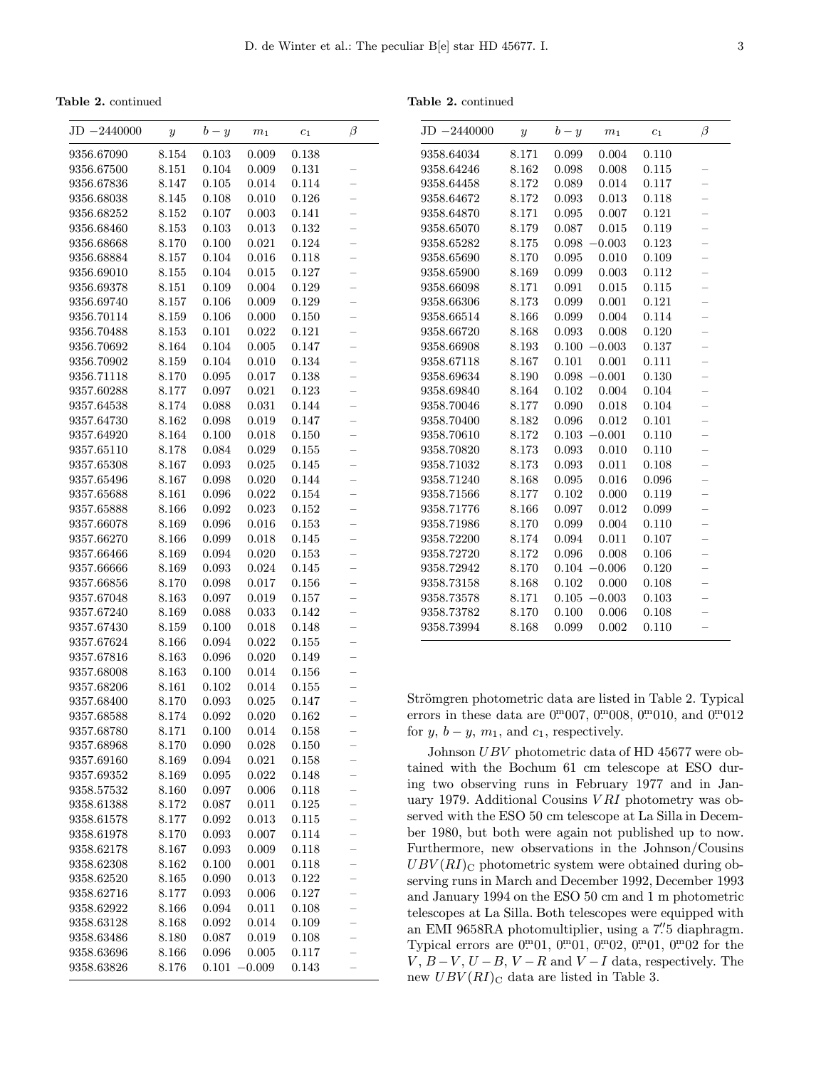**Table 2.** continued

| JD −2440000 | $y$ | $b-y$ | $m_1$ | $c_1$ | $\beta$ |
|---|---|---|---|---|---|
| 9356.67090 | 8.154 | 0.103 | 0.009 | 0.138 | |
| 9356.67500 | 8.151 | 0.104 | 0.009 | 0.131 | – |
| 9356.67836 | 8.147 | 0.105 | 0.014 | 0.114 | – |
| 9356.68038 | 8.145 | 0.108 | 0.010 | 0.126 | – |
| 9356.68252 | 8.152 | 0.107 | 0.003 | 0.141 | – |
| 9356.68460 | 8.153 | 0.103 | 0.013 | 0.132 | – |
| 9356.68668 | 8.170 | 0.100 | 0.021 | 0.124 | – |
| 9356.68884 | 8.157 | 0.104 | 0.016 | 0.118 | – |
| 9356.69010 | 8.155 | 0.104 | 0.015 | 0.127 | – |
| 9356.69378 | 8.151 | 0.109 | 0.004 | 0.129 | – |
| 9356.69740 | 8.157 | 0.106 | 0.009 | 0.129 | – |
| 9356.70114 | 8.159 | 0.106 | 0.000 | 0.150 | – |
| 9356.70488 | 8.153 | 0.101 | 0.022 | 0.121 | – |
| 9356.70692 | 8.164 | 0.104 | 0.005 | 0.147 | – |
| 9356.70902 | 8.159 | 0.104 | 0.010 | 0.134 | – |
| 9356.71118 | 8.170 | 0.095 | 0.017 | 0.138 | – |
| 9357.60288 | 8.177 | 0.097 | 0.021 | 0.123 | – |
| 9357.64538 | 8.174 | 0.088 | 0.031 | 0.144 | – |
| 9357.64730 | 8.162 | 0.098 | 0.019 | 0.147 | – |
| 9357.64920 | 8.164 | 0.100 | 0.018 | 0.150 | – |
| 9357.65110 | 8.178 | 0.084 | 0.029 | 0.155 | – |
| 9357.65308 | 8.167 | 0.093 | 0.025 | 0.145 | – |
| 9357.65496 | 8.167 | 0.098 | 0.020 | 0.144 | – |
| 9357.65688 | 8.161 | 0.096 | 0.022 | 0.154 | – |
| 9357.65888 | 8.166 | 0.092 | 0.023 | 0.152 | – |
| 9357.66078 | 8.169 | 0.096 | 0.016 | 0.153 | – |
| 9357.66270 | 8.166 | 0.099 | 0.018 | 0.145 | – |
| 9357.66466 | 8.169 | 0.094 | 0.020 | 0.153 | – |
| 9357.66666 | 8.169 | 0.093 | 0.024 | 0.145 | – |
| 9357.66856 | 8.170 | 0.098 | 0.017 | 0.156 | – |
| 9357.67048 | 8.163 | 0.097 | 0.019 | 0.157 | – |
| 9357.67240 | 8.169 | 0.088 | 0.033 | 0.142 | – |
| 9357.67430 | 8.159 | 0.100 | 0.018 | 0.148 | – |
| 9357.67624 | 8.166 | 0.094 | 0.022 | 0.155 | – |
| 9357.67816 | 8.163 | 0.096 | 0.020 | 0.149 | – |
| 9357.68008 | 8.163 | 0.100 | 0.014 | 0.156 | – |
| 9357.68206 | 8.161 | 0.102 | 0.014 | 0.155 | – |
| 9357.68400 | 8.170 | 0.093 | 0.025 | 0.147 | – |
| 9357.68588 | 8.174 | 0.092 | 0.020 | 0.162 | – |
| 9357.68780 | 8.171 | 0.100 | 0.014 | 0.158 | – |
| 9357.68968 | 8.170 | 0.090 | 0.028 | 0.150 | – |
| 9357.69160 | 8.169 | 0.094 | 0.021 | 0.158 | – |
| 9357.69352 | 8.169 | 0.095 | 0.022 | 0.148 | – |
| 9358.57532 | 8.160 | 0.097 | 0.006 | 0.118 | – |
| 9358.61388 | 8.172 | 0.087 | 0.011 | 0.125 | – |
| 9358.61578 | 8.177 | 0.092 | 0.013 | 0.115 | – |
| 9358.61978 | 8.170 | 0.093 | 0.007 | 0.114 | – |
| 9358.62178 | 8.167 | 0.093 | 0.009 | 0.118 | – |
| 9358.62308 | 8.162 | 0.100 | 0.001 | 0.118 | – |
| 9358.62520 | 8.165 | 0.090 | 0.013 | 0.122 | – |
| 9358.62716 | 8.177 | 0.093 | 0.006 | 0.127 | – |
| 9358.62922 | 8.166 | 0.094 | 0.011 | 0.108 | – |
| 9358.63128 | 8.168 | 0.092 | 0.014 | 0.109 | – |
| 9358.63486 | 8.180 | 0.087 | 0.019 | 0.108 | – |
| 9358.63696 | 8.166 | 0.096 | 0.005 | 0.117 | – |
| 9358.63826 | 8.176 | 0.101 | −0.009 | 0.143 | – |

**Table 2.** continued

| JD −2440000 | $y$ | $b-y$ | $m_1$ | $c_1$ | $\beta$ |
|---|---|---|---|---|---|
| 9358.64034 | 8.171 | 0.099 | 0.004 | 0.110 | |
| 9358.64246 | 8.162 | 0.098 | 0.008 | 0.115 | – |
| 9358.64458 | 8.172 | 0.089 | 0.014 | 0.117 | – |
| 9358.64672 | 8.172 | 0.093 | 0.013 | 0.118 | – |
| 9358.64870 | 8.171 | 0.095 | 0.007 | 0.121 | – |
| 9358.65070 | 8.179 | 0.087 | 0.015 | 0.119 | – |
| 9358.65282 | 8.175 | 0.098 | −0.003 | 0.123 | – |
| 9358.65690 | 8.170 | 0.095 | 0.010 | 0.109 | – |
| 9358.65900 | 8.169 | 0.099 | 0.003 | 0.112 | – |
| 9358.66098 | 8.171 | 0.091 | 0.015 | 0.115 | – |
| 9358.66306 | 8.173 | 0.099 | 0.001 | 0.121 | – |
| 9358.66514 | 8.166 | 0.099 | 0.004 | 0.114 | – |
| 9358.66720 | 8.168 | 0.093 | 0.008 | 0.120 | – |
| 9358.66908 | 8.193 | 0.100 | −0.003 | 0.137 | – |
| 9358.67118 | 8.167 | 0.101 | 0.001 | 0.111 | – |
| 9358.69634 | 8.190 | 0.098 | −0.001 | 0.130 | – |
| 9358.69840 | 8.164 | 0.102 | 0.004 | 0.104 | – |
| 9358.70046 | 8.177 | 0.090 | 0.018 | 0.104 | – |
| 9358.70400 | 8.182 | 0.096 | 0.012 | 0.101 | – |
| 9358.70610 | 8.172 | 0.103 | −0.001 | 0.110 | – |
| 9358.70820 | 8.173 | 0.093 | 0.010 | 0.110 | – |
| 9358.71032 | 8.173 | 0.093 | 0.011 | 0.108 | – |
| 9358.71240 | 8.168 | 0.095 | 0.016 | 0.096 | – |
| 9358.71566 | 8.177 | 0.102 | 0.000 | 0.119 | – |
| 9358.71776 | 8.166 | 0.097 | 0.012 | 0.099 | – |
| 9358.71986 | 8.170 | 0.099 | 0.004 | 0.110 | – |
| 9358.72200 | 8.174 | 0.094 | 0.011 | 0.107 | – |
| 9358.72720 | 8.172 | 0.096 | 0.008 | 0.106 | – |
| 9358.72942 | 8.170 | 0.104 | −0.006 | 0.120 | – |
| 9358.73158 | 8.168 | 0.102 | 0.000 | 0.108 | – |
| 9358.73578 | 8.171 | 0.105 | −0.003 | 0.103 | – |
| 9358.73782 | 8.170 | 0.100 | 0.006 | 0.108 | – |
| 9358.73994 | 8.168 | 0.099 | 0.002 | 0.110 | – |

Strömgren photometric data are listed in Table 2. Typical errors in these data are $0\overset{\mathrm{m}}{.}007$, $0\overset{\mathrm{m}}{.}008$, $0\overset{\mathrm{m}}{.}010$, and $0\overset{\mathrm{m}}{.}012$ for $y$, $b-y$, $m_1$, and $c_1$, respectively.

Johnson $UBV$ photometric data of HD 45677 were obtained with the Bochum 61 cm telescope at ESO during two observing runs in February 1977 and in January 1979. Additional Cousins $VRI$ photometry was observed with the ESO 50 cm telescope at La Silla in December 1980, but both were again not published up to now. Furthermore, new observations in the Johnson/Cousins $UBV(RI)_{\mathrm{C}}$ photometric system were obtained during observing runs in March and December 1992, December 1993 and January 1994 on the ESO 50 cm and 1 m photometric telescopes at La Silla. Both telescopes were equipped with an EMI 9658RA photomultiplier, using a $7\overset{\prime\prime}{.}5$ diaphragm. Typical errors are $0\overset{\mathrm{m}}{.}01$, $0\overset{\mathrm{m}}{.}01$, $0\overset{\mathrm{m}}{.}02$, $0\overset{\mathrm{m}}{.}01$, $0\overset{\mathrm{m}}{.}02$ for the $V$, $B-V$, $U-B$, $V-R$ and $V-I$ data, respectively. The new $UBV(RI)_{\mathrm{C}}$ data are listed in Table 3.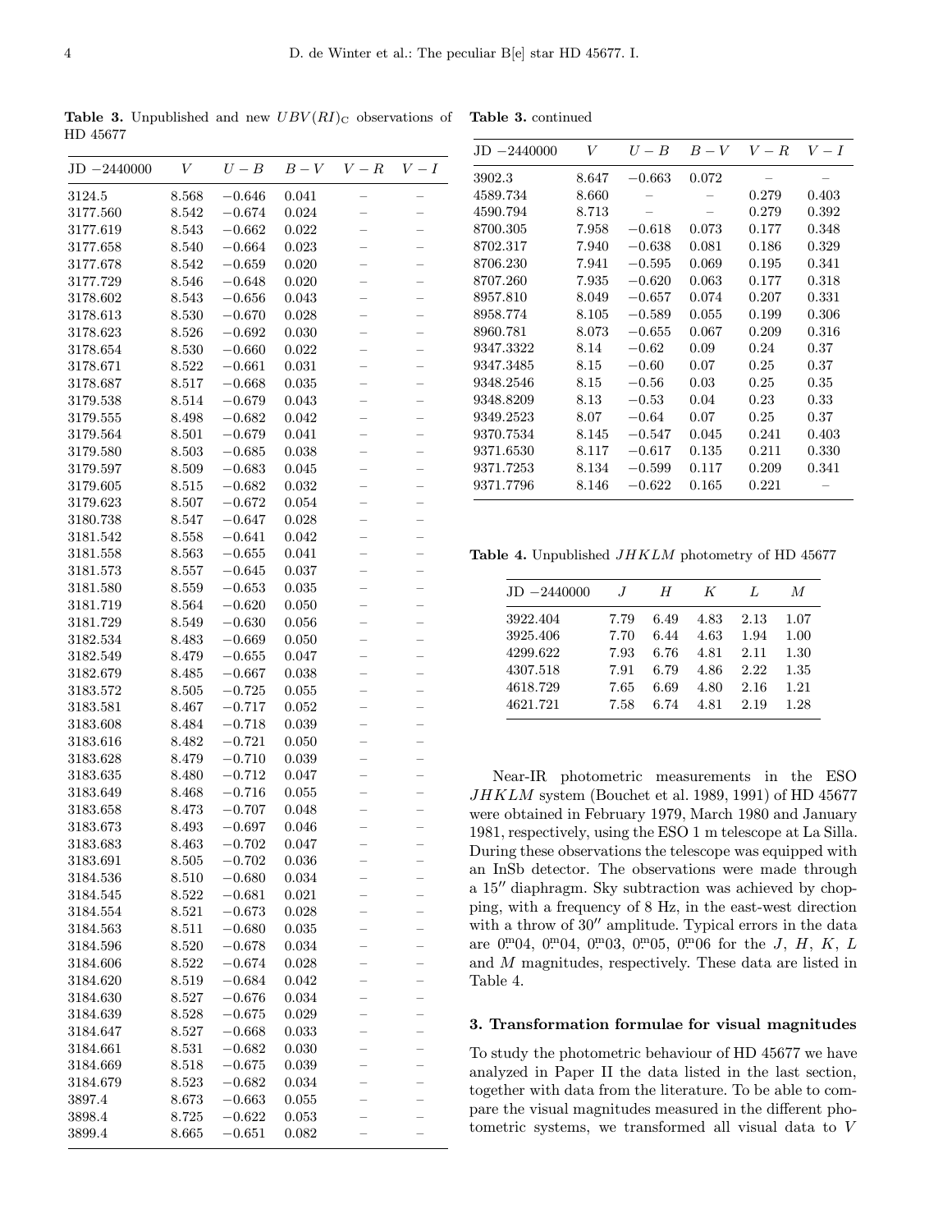**Table 3.** Unpublished and new $UBV(RI)_C$ observations of HD 45677

| JD −2440000 | $V$ | $U-B$ | $B-V$ | $V-R$ | $V-I$ |
|---|---|---|---|---|---|
| 3124.5 | 8.568 | −0.646 | 0.041 | – | – |
| 3177.560 | 8.542 | −0.674 | 0.024 | – | – |
| 3177.619 | 8.543 | −0.662 | 0.022 | – | – |
| 3177.658 | 8.540 | −0.664 | 0.023 | – | – |
| 3177.678 | 8.542 | −0.659 | 0.020 | – | – |
| 3177.729 | 8.546 | −0.648 | 0.020 | – | – |
| 3178.602 | 8.543 | −0.656 | 0.043 | – | – |
| 3178.613 | 8.530 | −0.670 | 0.028 | – | – |
| 3178.623 | 8.526 | −0.692 | 0.030 | – | – |
| 3178.654 | 8.530 | −0.660 | 0.022 | – | – |
| 3178.671 | 8.522 | −0.661 | 0.031 | – | – |
| 3178.687 | 8.517 | −0.668 | 0.035 | – | – |
| 3179.538 | 8.514 | −0.679 | 0.043 | – | – |
| 3179.555 | 8.498 | −0.682 | 0.042 | – | – |
| 3179.564 | 8.501 | −0.679 | 0.041 | – | – |
| 3179.580 | 8.503 | −0.685 | 0.038 | – | – |
| 3179.597 | 8.509 | −0.683 | 0.045 | – | – |
| 3179.605 | 8.515 | −0.682 | 0.032 | – | – |
| 3179.623 | 8.507 | −0.672 | 0.054 | – | – |
| 3180.738 | 8.547 | −0.647 | 0.028 | – | – |
| 3181.542 | 8.558 | −0.641 | 0.042 | – | – |
| 3181.558 | 8.563 | −0.655 | 0.041 | – | – |
| 3181.573 | 8.557 | −0.645 | 0.037 | – | – |
| 3181.580 | 8.559 | −0.653 | 0.035 | – | – |
| 3181.719 | 8.564 | −0.620 | 0.050 | – | – |
| 3181.729 | 8.549 | −0.630 | 0.056 | – | – |
| 3182.534 | 8.483 | −0.669 | 0.050 | – | – |
| 3182.549 | 8.479 | −0.655 | 0.047 | – | – |
| 3182.679 | 8.485 | −0.667 | 0.038 | – | – |
| 3183.572 | 8.505 | −0.725 | 0.055 | – | – |
| 3183.581 | 8.467 | −0.717 | 0.052 | – | – |
| 3183.608 | 8.484 | −0.718 | 0.039 | – | – |
| 3183.616 | 8.482 | −0.721 | 0.050 | – | – |
| 3183.628 | 8.479 | −0.710 | 0.039 | – | – |
| 3183.635 | 8.480 | −0.712 | 0.047 | – | – |
| 3183.649 | 8.468 | −0.716 | 0.055 | – | – |
| 3183.658 | 8.473 | −0.707 | 0.048 | – | – |
| 3183.673 | 8.493 | −0.697 | 0.046 | – | – |
| 3183.683 | 8.463 | −0.702 | 0.047 | – | – |
| 3183.691 | 8.505 | −0.702 | 0.036 | – | – |
| 3184.536 | 8.510 | −0.680 | 0.034 | – | – |
| 3184.545 | 8.522 | −0.681 | 0.021 | – | – |
| 3184.554 | 8.521 | −0.673 | 0.028 | – | – |
| 3184.563 | 8.511 | −0.680 | 0.035 | – | – |
| 3184.596 | 8.520 | −0.678 | 0.034 | – | – |
| 3184.606 | 8.522 | −0.674 | 0.028 | – | – |
| 3184.620 | 8.519 | −0.684 | 0.042 | – | – |
| 3184.630 | 8.527 | −0.676 | 0.034 | – | – |
| 3184.639 | 8.528 | −0.675 | 0.029 | – | – |
| 3184.647 | 8.527 | −0.668 | 0.033 | – | – |
| 3184.661 | 8.531 | −0.682 | 0.030 | – | – |
| 3184.669 | 8.518 | −0.675 | 0.039 | – | – |
| 3184.679 | 8.523 | −0.682 | 0.034 | – | – |
| 3897.4 | 8.673 | −0.663 | 0.055 | – | – |
| 3898.4 | 8.725 | −0.622 | 0.053 | – | – |
| 3899.4 | 8.665 | −0.651 | 0.082 | – | – |
| 3902.3 | 8.647 | −0.663 | 0.072 | – | – |
| 4589.734 | 8.660 | – | – | 0.279 | 0.403 |
| 4590.794 | 8.713 | – | – | 0.279 | 0.392 |
| 8700.305 | 7.958 | −0.618 | 0.073 | 0.177 | 0.348 |
| 8702.317 | 7.940 | −0.638 | 0.081 | 0.186 | 0.329 |
| 8706.230 | 7.941 | −0.595 | 0.069 | 0.195 | 0.341 |
| 8707.260 | 7.935 | −0.620 | 0.063 | 0.177 | 0.318 |
| 8957.810 | 8.049 | −0.657 | 0.074 | 0.207 | 0.331 |
| 8958.774 | 8.105 | −0.589 | 0.055 | 0.199 | 0.306 |
| 8960.781 | 8.073 | −0.655 | 0.067 | 0.209 | 0.316 |
| 9347.3322 | 8.14 | −0.62 | 0.09 | 0.24 | 0.37 |
| 9347.3485 | 8.15 | −0.60 | 0.07 | 0.25 | 0.37 |
| 9348.2546 | 8.15 | −0.56 | 0.03 | 0.25 | 0.35 |
| 9348.8209 | 8.13 | −0.53 | 0.04 | 0.23 | 0.33 |
| 9349.2523 | 8.07 | −0.64 | 0.07 | 0.25 | 0.37 |
| 9370.7534 | 8.145 | −0.547 | 0.045 | 0.241 | 0.403 |
| 9371.6530 | 8.117 | −0.617 | 0.135 | 0.211 | 0.330 |
| 9371.7253 | 8.134 | −0.599 | 0.117 | 0.209 | 0.341 |
| 9371.7796 | 8.146 | −0.622 | 0.165 | 0.221 | – |

**Table 4.** Unpublished $JHKLM$ photometry of HD 45677

| JD −2440000 | $J$ | $H$ | $K$ | $L$ | $M$ |
|---|---|---|---|---|---|
| 3922.404 | 7.79 | 6.49 | 4.83 | 2.13 | 1.07 |
| 3925.406 | 7.70 | 6.44 | 4.63 | 1.94 | 1.00 |
| 4299.622 | 7.93 | 6.76 | 4.81 | 2.11 | 1.30 |
| 4307.518 | 7.91 | 6.79 | 4.86 | 2.22 | 1.35 |
| 4618.729 | 7.65 | 6.69 | 4.80 | 2.16 | 1.21 |
| 4621.721 | 7.58 | 6.74 | 4.81 | 2.19 | 1.28 |

Near-IR photometric measurements in the ESO $JHKLM$ system (Bouchet et al. 1989, 1991) of HD 45677 were obtained in February 1979, March 1980 and January 1981, respectively, using the ESO 1 m telescope at La Silla. During these observations the telescope was equipped with an InSb detector. The observations were made through a 15″ diaphragm. Sky subtraction was achieved by chopping, with a frequency of 8 Hz, in the east-west direction with a throw of 30″ amplitude. Typical errors in the data are $0.^{m}04$, $0.^{m}04$, $0.^{m}03$, $0.^{m}05$, $0.^{m}06$ for the $J$, $H$, $K$, $L$ and $M$ magnitudes, respectively. These data are listed in Table 4.

## 3. Transformation formulae for visual magnitudes

To study the photometric behaviour of HD 45677 we have analyzed in Paper II the data listed in the last section, together with data from the literature. To be able to compare the visual magnitudes measured in the different photometric systems, we transformed all visual data to $V$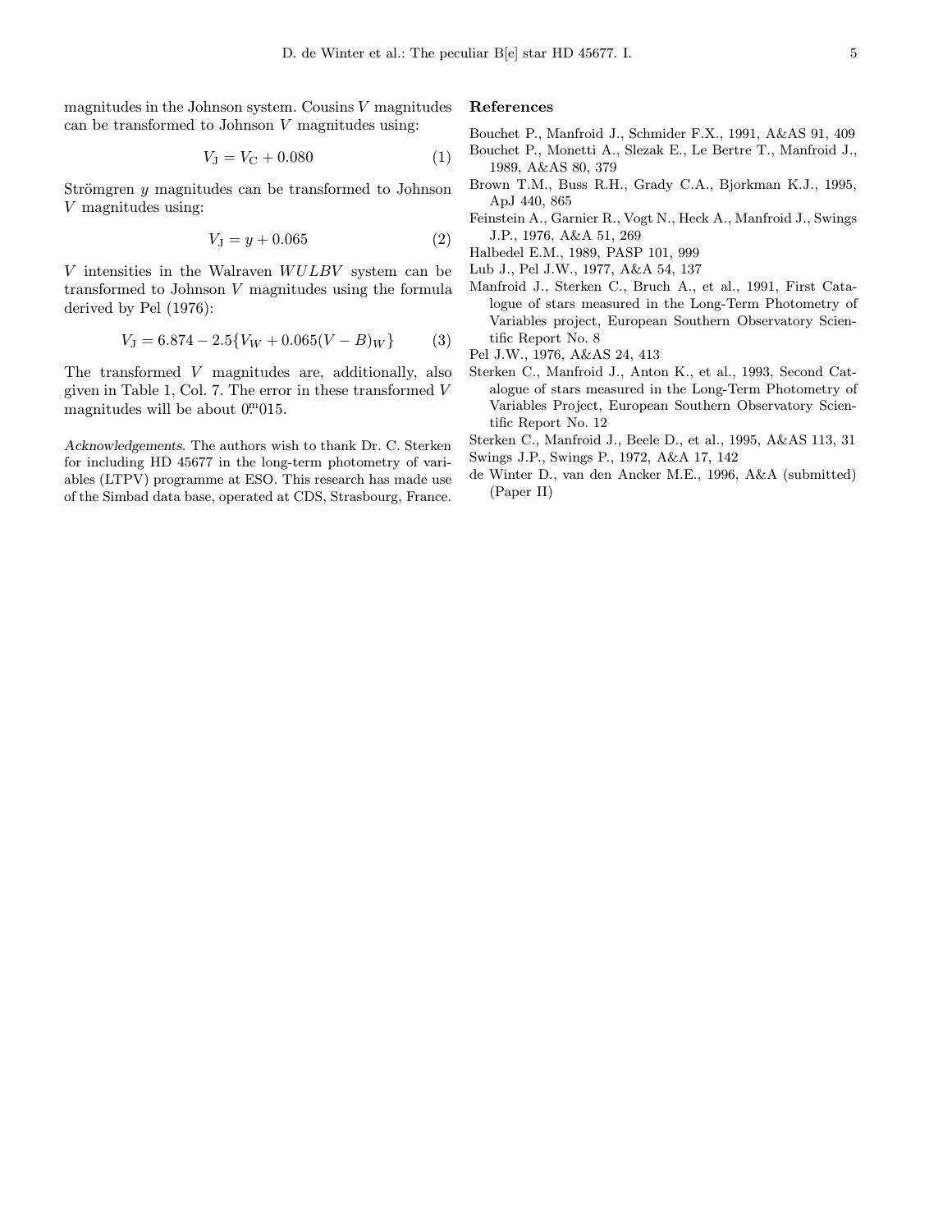magnitudes in the Johnson system. Cousins $V$ magnitudes can be transformed to Johnson $V$ magnitudes using:

$$V_{\mathrm{J}} = V_{\mathrm{C}} + 0.080 \tag{1}$$

Strömgren $y$ magnitudes can be transformed to Johnson $V$ magnitudes using:

$$V_{\mathrm{J}} = y + 0.065 \tag{2}$$

$V$ intensities in the Walraven $WULBV$ system can be transformed to Johnson $V$ magnitudes using the formula derived by Pel (1976):

$$V_{\mathrm{J}} = 6.874 - 2.5\{V_W + 0.065(V-B)_W\} \tag{3}$$

The transformed $V$ magnitudes are, additionally, also given in Table 1, Col. 7. The error in these transformed $V$ magnitudes will be about $0\overset{\mathrm{m}}{.}015$.

*Acknowledgements.* The authors wish to thank Dr. C. Sterken for including HD 45677 in the long-term photometry of variables (LTPV) programme at ESO. This research has made use of the Simbad data base, operated at CDS, Strasbourg, France.

## References

Bouchet P., Manfroid J., Schmider F.X., 1991, A&AS 91, 409

Bouchet P., Monetti A., Slezak E., Le Bertre T., Manfroid J., 1989, A&AS 80, 379

Brown T.M., Buss R.H., Grady C.A., Bjorkman K.J., 1995, ApJ 440, 865

Feinstein A., Garnier R., Vogt N., Heck A., Manfroid J., Swings J.P., 1976, A&A 51, 269

Halbedel E.M., 1989, PASP 101, 999

Lub J., Pel J.W., 1977, A&A 54, 137

Manfroid J., Sterken C., Bruch A., et al., 1991, First Catalogue of stars measured in the Long-Term Photometry of Variables project, European Southern Observatory Scientific Report No. 8

Pel J.W., 1976, A&AS 24, 413

Sterken C., Manfroid J., Anton K., et al., 1993, Second Catalogue of stars measured in the Long-Term Photometry of Variables Project, European Southern Observatory Scientific Report No. 12

Sterken C., Manfroid J., Beele D., et al., 1995, A&AS 113, 31

Swings J.P., Swings P., 1972, A&A 17, 142

de Winter D., van den Ancker M.E., 1996, A&A (submitted) (Paper II)